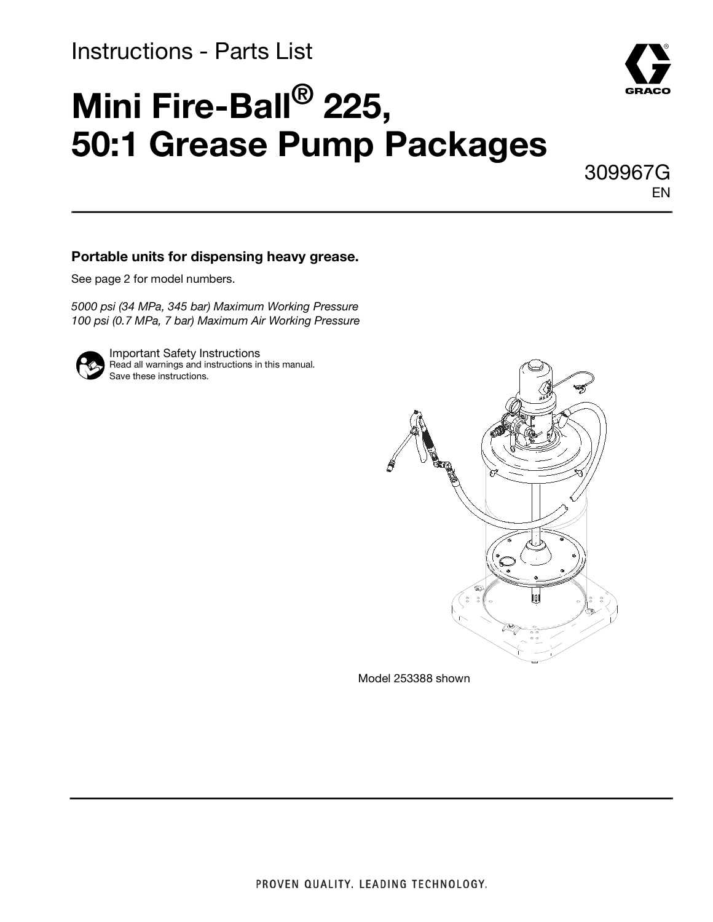Instructions - Parts List

# Mini Fire-Ball® 225, 50:1 Grease Pump Packages

309967G
EN

**Portable units for dispensing heavy grease.**

See page 2 for model numbers.

*5000 psi (34 MPa, 345 bar) Maximum Working Pressure*
*100 psi (0.7 MPa, 7 bar) Maximum Air Working Pressure*

Important Safety Instructions
Read all warnings and instructions in this manual.
Save these instructions.

Model 253388 shown

PROVEN QUALITY. LEADING TECHNOLOGY.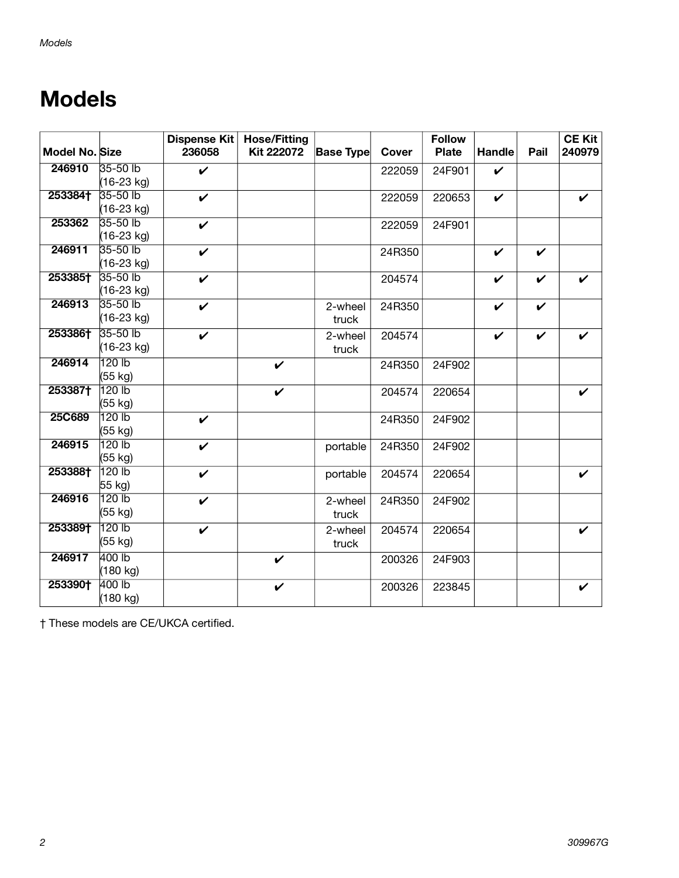# Models

| Model No. | Size | Dispense Kit 236058 | Hose/Fitting Kit 222072 | Base Type | Cover | Follow Plate | Handle | Pail | CE Kit 240979 |
|---|---|---|---|---|---|---|---|---|---|
| **246910** | 35-50 lb (16-23 kg) | ✔ | | | 222059 | 24F901 | ✔ | | |
| **253384†** | 35-50 lb (16-23 kg) | ✔ | | | 222059 | 220653 | ✔ | | ✔ |
| **253362** | 35-50 lb (16-23 kg) | ✔ | | | 222059 | 24F901 | | | |
| **246911** | 35-50 lb (16-23 kg) | ✔ | | | 24R350 | | ✔ | ✔ | |
| **253385†** | 35-50 lb (16-23 kg) | ✔ | | | 204574 | | ✔ | ✔ | ✔ |
| **246913** | 35-50 lb (16-23 kg) | ✔ | | 2-wheel truck | 24R350 | | ✔ | ✔ | |
| **253386†** | 35-50 lb (16-23 kg) | ✔ | | 2-wheel truck | 204574 | | ✔ | ✔ | ✔ |
| **246914** | 120 lb (55 kg) | | ✔ | | 24R350 | 24F902 | | | |
| **253387†** | 120 lb (55 kg) | | ✔ | | 204574 | 220654 | | | ✔ |
| **25C689** | 120 lb (55 kg) | ✔ | | | 24R350 | 24F902 | | | |
| **246915** | 120 lb (55 kg) | ✔ | | portable | 24R350 | 24F902 | | | |
| **253388†** | 120 lb 55 kg) | ✔ | | portable | 204574 | 220654 | | | ✔ |
| **246916** | 120 lb (55 kg) | ✔ | | 2-wheel truck | 24R350 | 24F902 | | | |
| **253389†** | 120 lb (55 kg) | ✔ | | 2-wheel truck | 204574 | 220654 | | | ✔ |
| **246917** | 400 lb (180 kg) | | ✔ | | 200326 | 24F903 | | | |
| **253390†** | 400 lb (180 kg) | | ✔ | | 200326 | 223845 | | | ✔ |

† These models are CE/UKCA certified.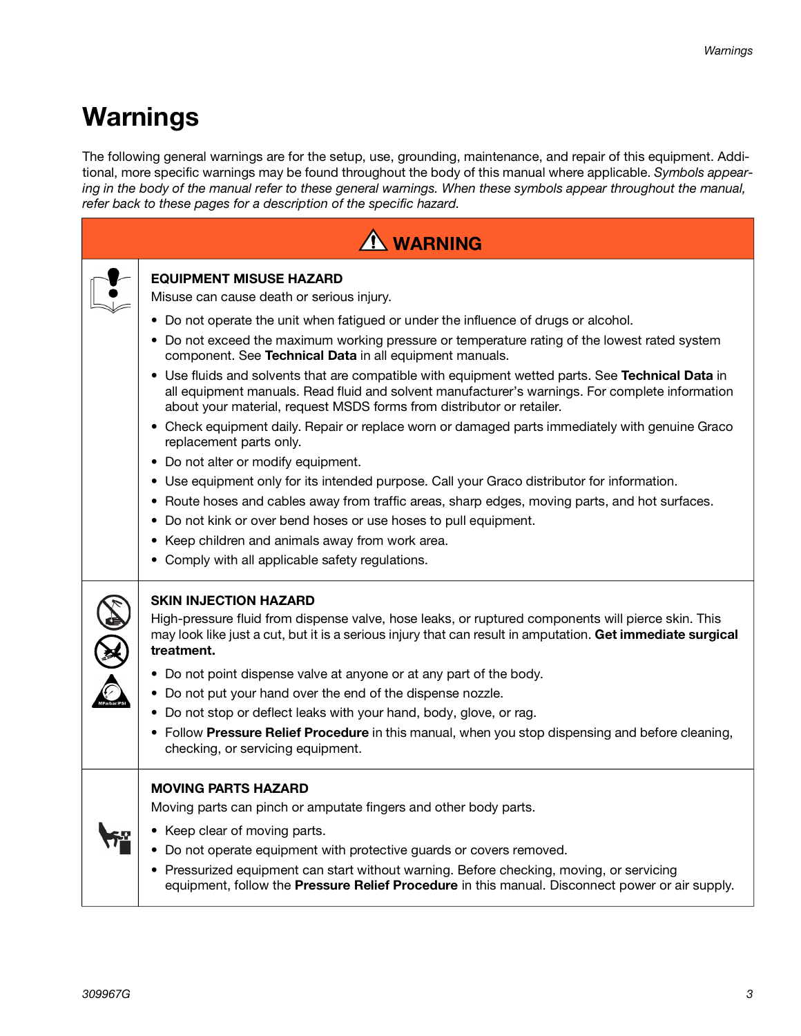# Warnings

The following general warnings are for the setup, use, grounding, maintenance, and repair of this equipment. Additional, more specific warnings may be found throughout the body of this manual where applicable. *Symbols appearing in the body of the manual refer to these general warnings. When these symbols appear throughout the manual, refer back to these pages for a description of the specific hazard.*

## ⚠ WARNING

### EQUIPMENT MISUSE HAZARD

Misuse can cause death or serious injury.

- Do not operate the unit when fatigued or under the influence of drugs or alcohol.
- Do not exceed the maximum working pressure or temperature rating of the lowest rated system component. See **Technical Data** in all equipment manuals.
- Use fluids and solvents that are compatible with equipment wetted parts. See **Technical Data** in all equipment manuals. Read fluid and solvent manufacturer's warnings. For complete information about your material, request MSDS forms from distributor or retailer.
- Check equipment daily. Repair or replace worn or damaged parts immediately with genuine Graco replacement parts only.
- Do not alter or modify equipment.
- Use equipment only for its intended purpose. Call your Graco distributor for information.
- Route hoses and cables away from traffic areas, sharp edges, moving parts, and hot surfaces.
- Do not kink or over bend hoses or use hoses to pull equipment.
- Keep children and animals away from work area.
- Comply with all applicable safety regulations.

### SKIN INJECTION HAZARD

High-pressure fluid from dispense valve, hose leaks, or ruptured components will pierce skin. This may look like just a cut, but it is a serious injury that can result in amputation. **Get immediate surgical treatment.**

- Do not point dispense valve at anyone or at any part of the body.
- Do not put your hand over the end of the dispense nozzle.
- Do not stop or deflect leaks with your hand, body, glove, or rag.
- Follow **Pressure Relief Procedure** in this manual, when you stop dispensing and before cleaning, checking, or servicing equipment.

### MOVING PARTS HAZARD

Moving parts can pinch or amputate fingers and other body parts.

- Keep clear of moving parts.
- Do not operate equipment with protective guards or covers removed.
- Pressurized equipment can start without warning. Before checking, moving, or servicing equipment, follow the **Pressure Relief Procedure** in this manual. Disconnect power or air supply.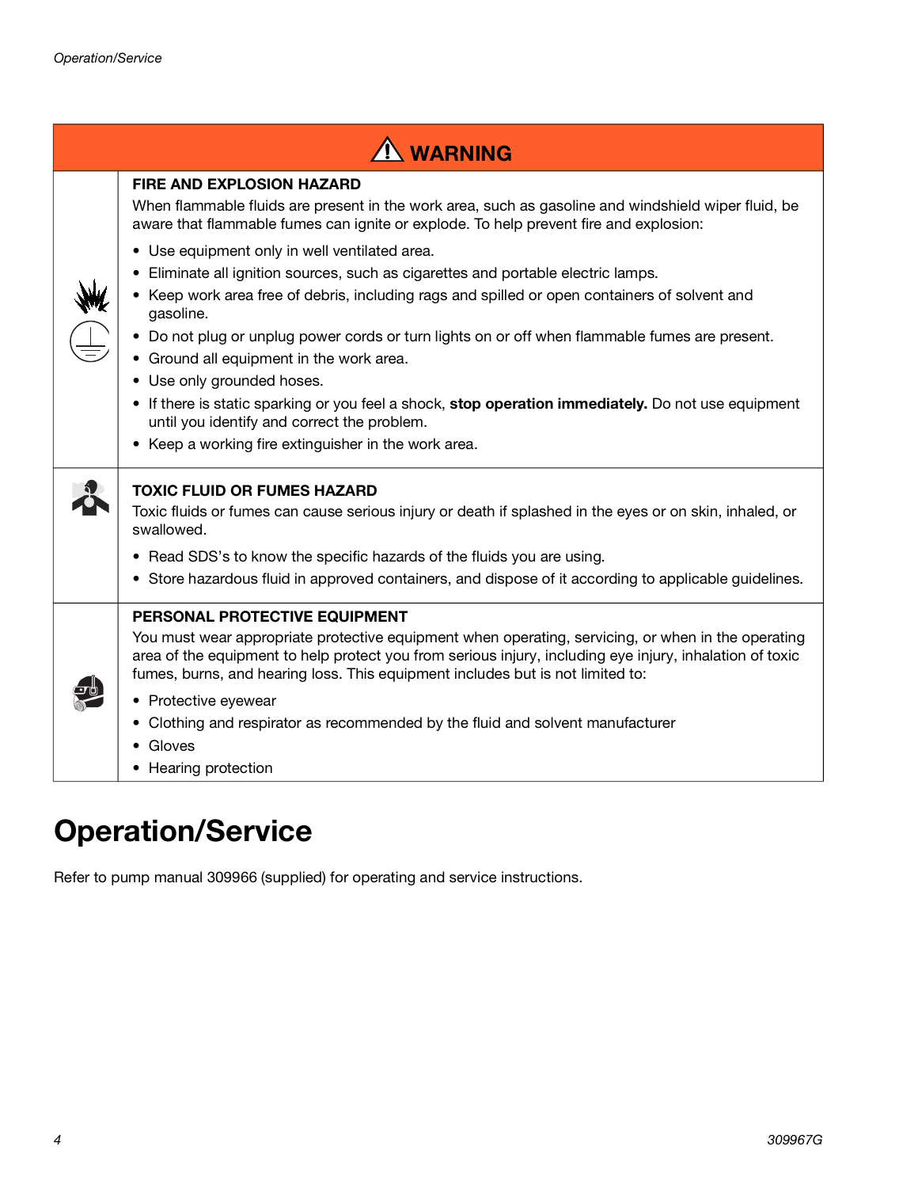## ⚠ WARNING

**FIRE AND EXPLOSION HAZARD**

When flammable fluids are present in the work area, such as gasoline and windshield wiper fluid, be aware that flammable fumes can ignite or explode. To help prevent fire and explosion:

- Use equipment only in well ventilated area.
- Eliminate all ignition sources, such as cigarettes and portable electric lamps.
- Keep work area free of debris, including rags and spilled or open containers of solvent and gasoline.
- Do not plug or unplug power cords or turn lights on or off when flammable fumes are present.
- Ground all equipment in the work area.
- Use only grounded hoses.
- If there is static sparking or you feel a shock, **stop operation immediately.** Do not use equipment until you identify and correct the problem.
- Keep a working fire extinguisher in the work area.

**TOXIC FLUID OR FUMES HAZARD**

Toxic fluids or fumes can cause serious injury or death if splashed in the eyes or on skin, inhaled, or swallowed.

- Read SDS's to know the specific hazards of the fluids you are using.
- Store hazardous fluid in approved containers, and dispose of it according to applicable guidelines.

**PERSONAL PROTECTIVE EQUIPMENT**

You must wear appropriate protective equipment when operating, servicing, or when in the operating area of the equipment to help protect you from serious injury, including eye injury, inhalation of toxic fumes, burns, and hearing loss. This equipment includes but is not limited to:

- Protective eyewear
- Clothing and respirator as recommended by the fluid and solvent manufacturer
- Gloves
- Hearing protection

# Operation/Service

Refer to pump manual 309966 (supplied) for operating and service instructions.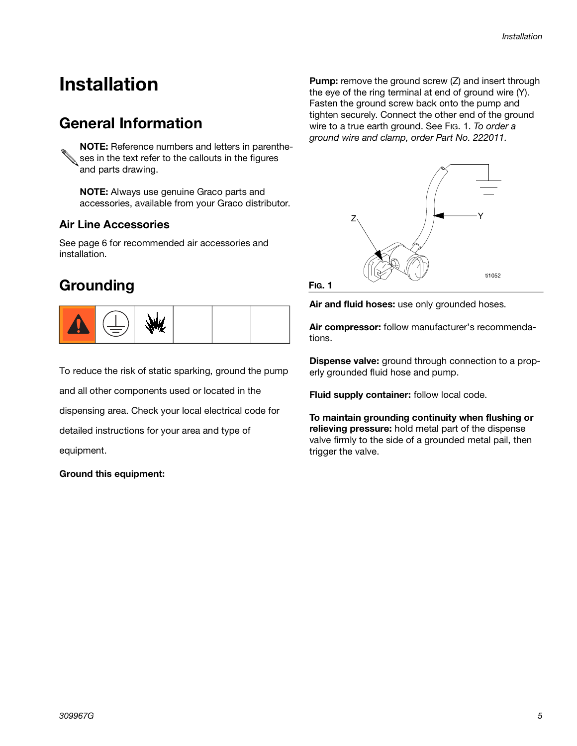# Installation

## General Information

**NOTE:** Reference numbers and letters in parentheses in the text refer to the callouts in the figures and parts drawing.

**NOTE:** Always use genuine Graco parts and accessories, available from your Graco distributor.

### Air Line Accessories

See page 6 for recommended air accessories and installation.

## Grounding

To reduce the risk of static sparking, ground the pump and all other components used or located in the dispensing area. Check your local electrical code for detailed instructions for your area and type of equipment.

**Ground this equipment:**

**Pump:** remove the ground screw (Z) and insert through the eye of the ring terminal at end of ground wire (Y). Fasten the ground screw back onto the pump and tighten securely. Connect the other end of the ground wire to a true earth ground. See FIG. 1. *To order a ground wire and clamp, order Part No. 222011.*

FIG. 1

**Air and fluid hoses:** use only grounded hoses.

**Air compressor:** follow manufacturer's recommendations.

**Dispense valve:** ground through connection to a properly grounded fluid hose and pump.

**Fluid supply container:** follow local code.

**To maintain grounding continuity when flushing or relieving pressure:** hold metal part of the dispense valve firmly to the side of a grounded metal pail, then trigger the valve.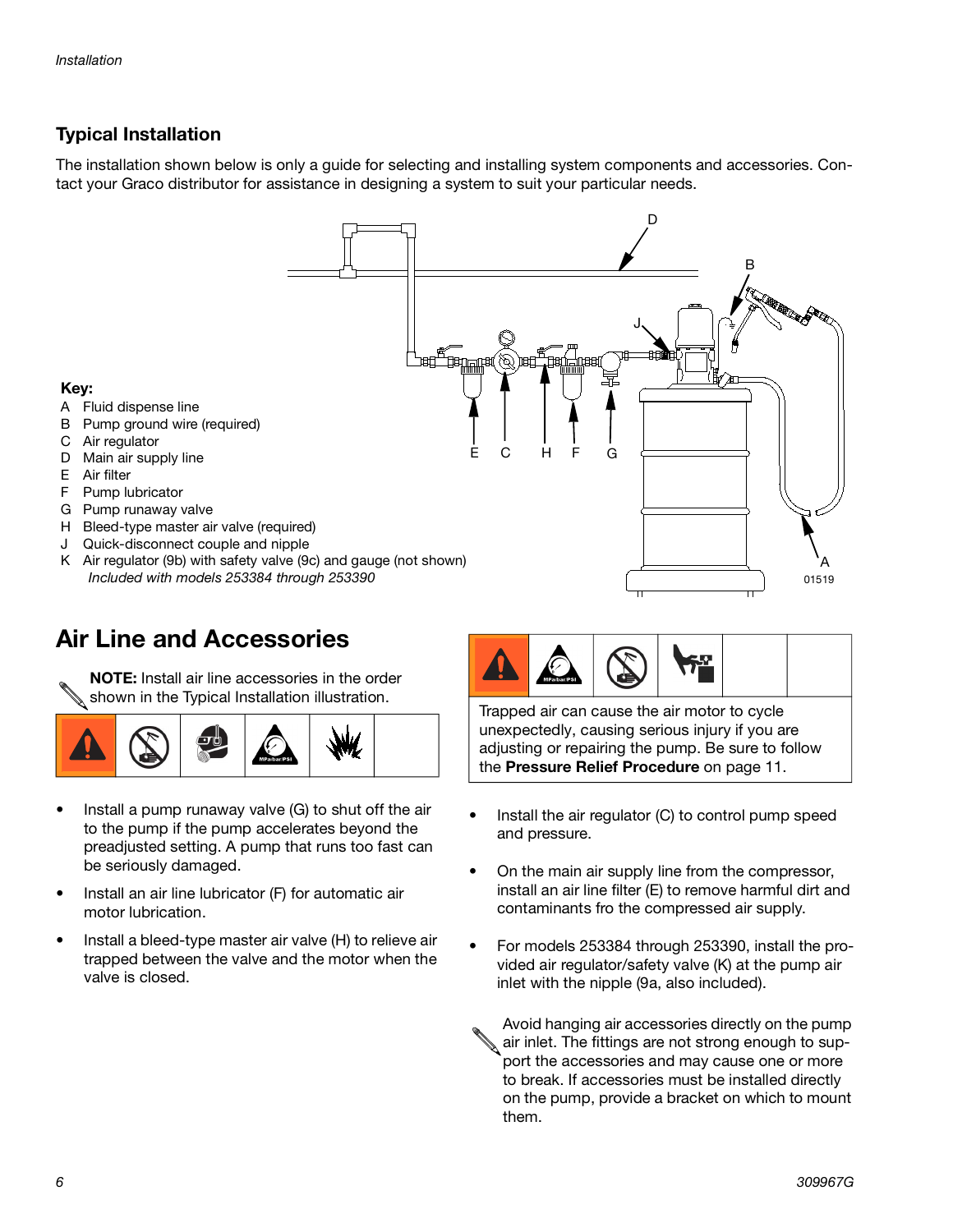## Typical Installation

The installation shown below is only a guide for selecting and installing system components and accessories. Contact your Graco distributor for assistance in designing a system to suit your particular needs.

**Key:**

- A Fluid dispense line
- B Pump ground wire (required)
- C Air regulator
- D Main air supply line
- E Air filter
- F Pump lubricator
- G Pump runaway valve
- H Bleed-type master air valve (required)
- J Quick-disconnect couple and nipple
- K Air regulator (9b) with safety valve (9c) and gauge (not shown)
  *Included with models 253384 through 253390*

01519

## Air Line and Accessories

**NOTE:** Install air line accessories in the order shown in the Typical Installation illustration.

- Install a pump runaway valve (G) to shut off the air to the pump if the pump accelerates beyond the preadjusted setting. A pump that runs too fast can be seriously damaged.
- Install an air line lubricator (F) for automatic air motor lubrication.
- Install a bleed-type master air valve (H) to relieve air trapped between the valve and the motor when the valve is closed.

Trapped air can cause the air motor to cycle unexpectedly, causing serious injury if you are adjusting or repairing the pump. Be sure to follow the **Pressure Relief Procedure** on page 11.

- Install the air regulator (C) to control pump speed and pressure.
- On the main air supply line from the compressor, install an air line filter (E) to remove harmful dirt and contaminants fro the compressed air supply.
- For models 253384 through 253390, install the provided air regulator/safety valve (K) at the pump air inlet with the nipple (9a, also included).

Avoid hanging air accessories directly on the pump air inlet. The fittings are not strong enough to support the accessories and may cause one or more to break. If accessories must be installed directly on the pump, provide a bracket on which to mount them.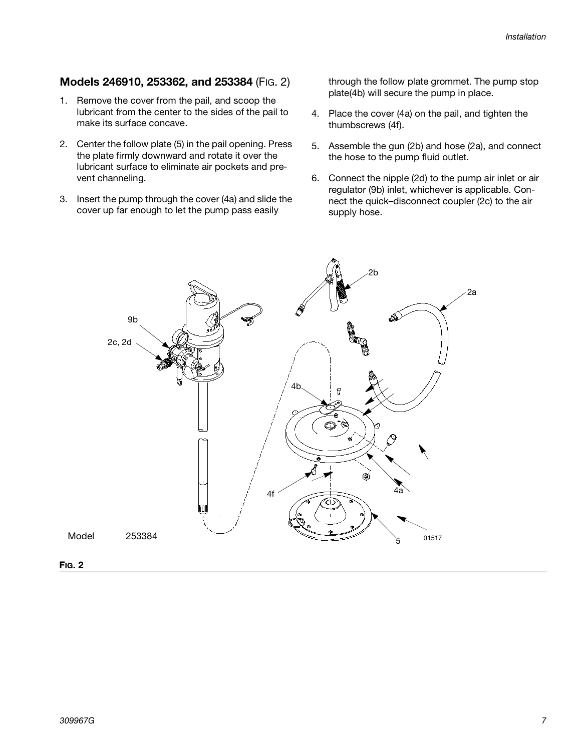## Models 246910, 253362, and 253384 (FIG. 2)

1. Remove the cover from the pail, and scoop the lubricant from the center to the sides of the pail to make its surface concave.
2. Center the follow plate (5) in the pail opening. Press the plate firmly downward and rotate it over the lubricant surface to eliminate air pockets and prevent channeling.
3. Insert the pump through the cover (4a) and slide the cover up far enough to let the pump pass easily through the follow plate grommet. The pump stop plate(4b) will secure the pump in place.
4. Place the cover (4a) on the pail, and tighten the thumbscrews (4f).
5. Assemble the gun (2b) and hose (2a), and connect the hose to the pump fluid outlet.
6. Connect the nipple (2d) to the pump air inlet or air regulator (9b) inlet, whichever is applicable. Connect the quick–disconnect coupler (2c) to the air supply hose.

Model 253384

01517

**FIG. 2**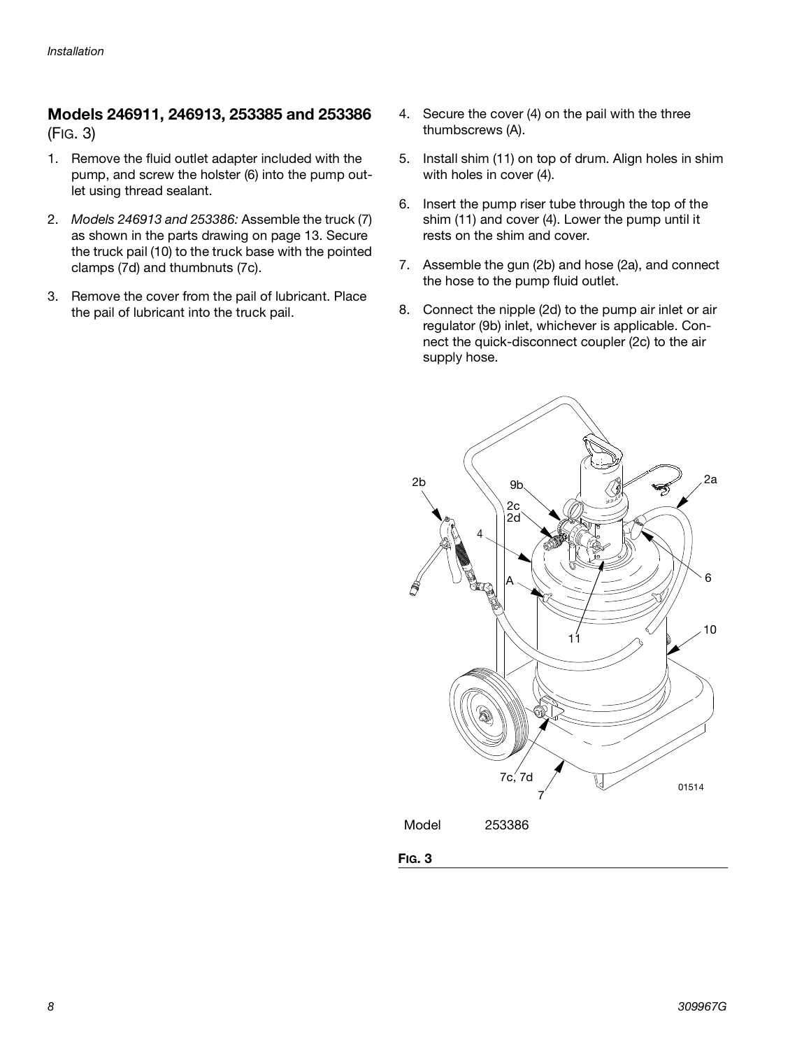## Models 246911, 246913, 253385 and 253386 (FIG. 3)

1. Remove the fluid outlet adapter included with the pump, and screw the holster (6) into the pump outlet using thread sealant.
2. *Models 246913 and 253386:* Assemble the truck (7) as shown in the parts drawing on page 13. Secure the truck pail (10) to the truck base with the pointed clamps (7d) and thumbnuts (7c).
3. Remove the cover from the pail of lubricant. Place the pail of lubricant into the truck pail.
4. Secure the cover (4) on the pail with the three thumbscrews (A).
5. Install shim (11) on top of drum. Align holes in shim with holes in cover (4).
6. Insert the pump riser tube through the top of the shim (11) and cover (4). Lower the pump until it rests on the shim and cover.
7. Assemble the gun (2b) and hose (2a), and connect the hose to the pump fluid outlet.
8. Connect the nipple (2d) to the pump air inlet or air regulator (9b) inlet, whichever is applicable. Connect the quick-disconnect coupler (2c) to the air supply hose.

Model 253386

**FIG. 3**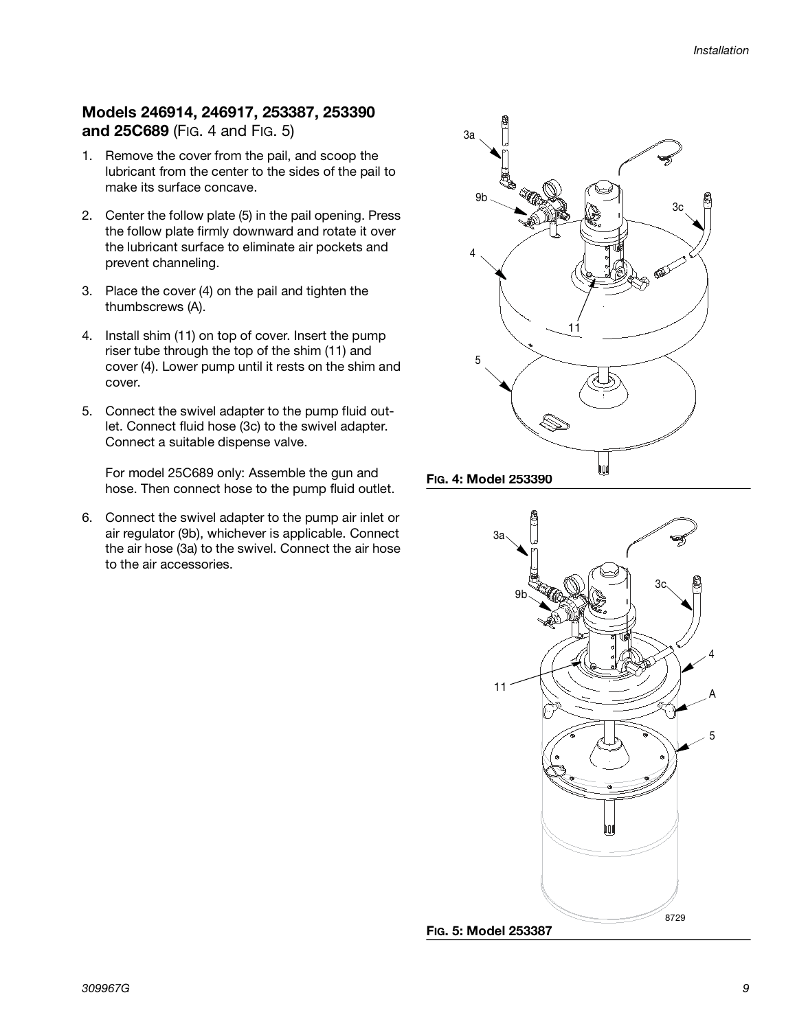## Models 246914, 246917, 253387, 253390 and 25C689 (FIG. 4 and FIG. 5)

1. Remove the cover from the pail, and scoop the lubricant from the center to the sides of the pail to make its surface concave.
2. Center the follow plate (5) in the pail opening. Press the follow plate firmly downward and rotate it over the lubricant surface to eliminate air pockets and prevent channeling.
3. Place the cover (4) on the pail and tighten the thumbscrews (A).
4. Install shim (11) on top of cover. Insert the pump riser tube through the top of the shim (11) and cover (4). Lower pump until it rests on the shim and cover.
5. Connect the swivel adapter to the pump fluid outlet. Connect fluid hose (3c) to the swivel adapter. Connect a suitable dispense valve.

   For model 25C689 only: Assemble the gun and hose. Then connect hose to the pump fluid outlet.
6. Connect the swivel adapter to the pump air inlet or air regulator (9b), whichever is applicable. Connect the air hose (3a) to the swivel. Connect the air hose to the air accessories.

FIG. 4: Model 253390

FIG. 5: Model 253387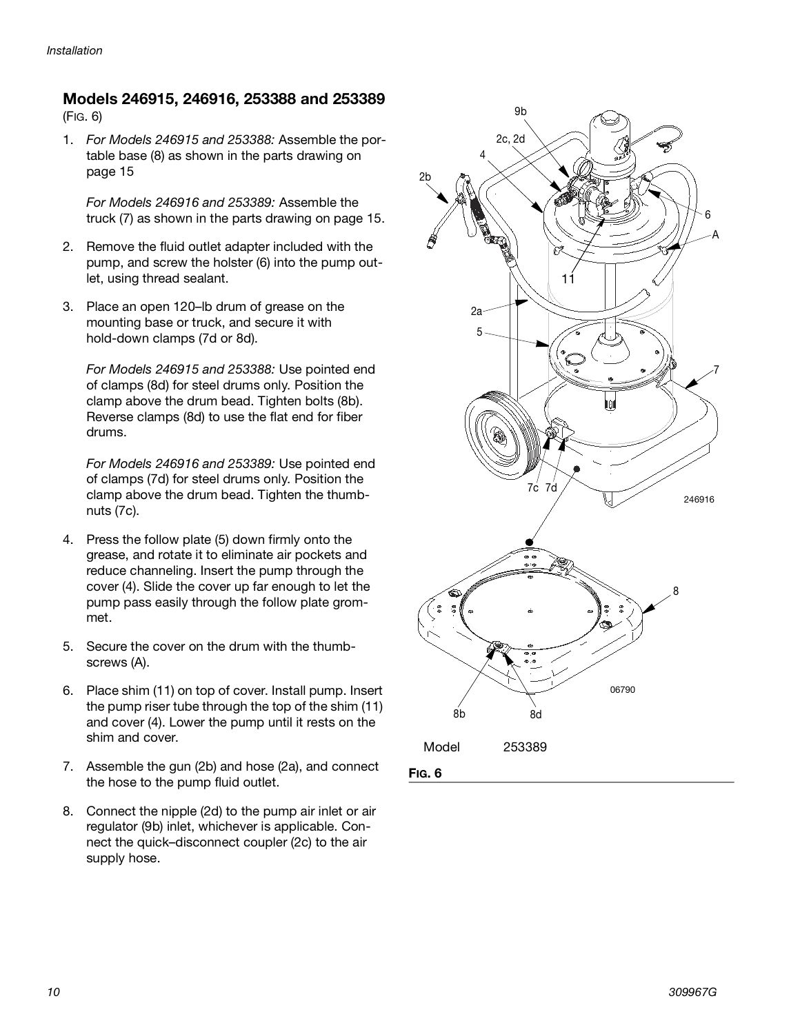## Models 246915, 246916, 253388 and 253389

(FIG. 6)

1. *For Models 246915 and 253388:* Assemble the portable base (8) as shown in the parts drawing on page 15

   *For Models 246916 and 253389:* Assemble the truck (7) as shown in the parts drawing on page 15.

2. Remove the fluid outlet adapter included with the pump, and screw the holster (6) into the pump outlet, using thread sealant.

3. Place an open 120–lb drum of grease on the mounting base or truck, and secure it with hold-down clamps (7d or 8d).

   *For Models 246915 and 253388:* Use pointed end of clamps (8d) for steel drums only. Position the clamp above the drum bead. Tighten bolts (8b). Reverse clamps (8d) to use the flat end for fiber drums.

   *For Models 246916 and 253389:* Use pointed end of clamps (7d) for steel drums only. Position the clamp above the drum bead. Tighten the thumbnuts (7c).

4. Press the follow plate (5) down firmly onto the grease, and rotate it to eliminate air pockets and reduce channeling. Insert the pump through the cover (4). Slide the cover up far enough to let the pump pass easily through the follow plate grommet.

5. Secure the cover on the drum with the thumbscrews (A).

6. Place shim (11) on top of cover. Install pump. Insert the pump riser tube through the top of the shim (11) and cover (4). Lower the pump until it rests on the shim and cover.

7. Assemble the gun (2b) and hose (2a), and connect the hose to the pump fluid outlet.

8. Connect the nipple (2d) to the pump air inlet or air regulator (9b) inlet, whichever is applicable. Connect the quick–disconnect coupler (2c) to the air supply hose.

Model 253389

**FIG. 6**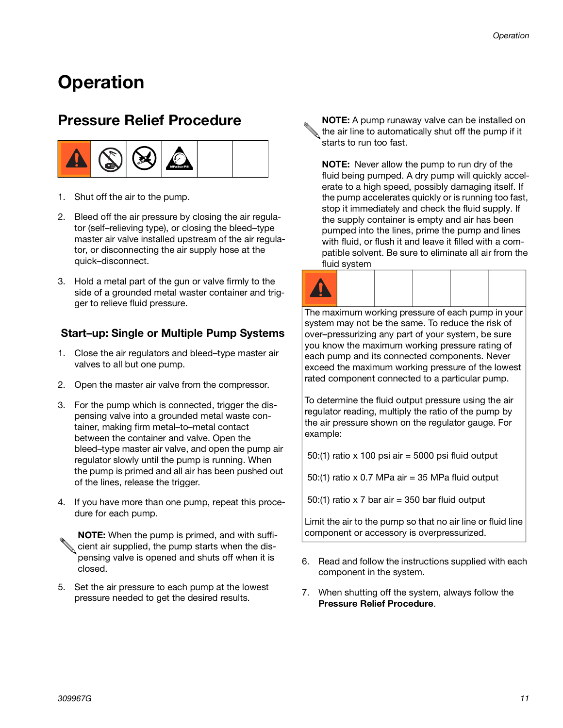# Operation

## Pressure Relief Procedure

1. Shut off the air to the pump.
2. Bleed off the air pressure by closing the air regulator (self–relieving type), or closing the bleed–type master air valve installed upstream of the air regulator, or disconnecting the air supply hose at the quick–disconnect.
3. Hold a metal part of the gun or valve firmly to the side of a grounded metal waster container and trigger to relieve fluid pressure.

### Start–up: Single or Multiple Pump Systems

1. Close the air regulators and bleed–type master air valves to all but one pump.
2. Open the master air valve from the compressor.
3. For the pump which is connected, trigger the dispensing valve into a grounded metal waste container, making firm metal–to–metal contact between the container and valve. Open the bleed–type master air valve, and open the pump air regulator slowly until the pump is running. When the pump is primed and all air has been pushed out of the lines, release the trigger.
4. If you have more than one pump, repeat this procedure for each pump.

   **NOTE:** When the pump is primed, and with sufficient air supplied, the pump starts when the dispensing valve is opened and shuts off when it is closed.

5. Set the air pressure to each pump at the lowest pressure needed to get the desired results.

   **NOTE:** A pump runaway valve can be installed on the air line to automatically shut off the pump if it starts to run too fast.

   **NOTE:** Never allow the pump to run dry of the fluid being pumped. A dry pump will quickly accelerate to a high speed, possibly damaging itself. If the pump accelerates quickly or is running too fast, stop it immediately and check the fluid supply. If the supply container is empty and air has been pumped into the lines, prime the pump and lines with fluid, or flush it and leave it filled with a compatible solvent. Be sure to eliminate all air from the fluid system

> The maximum working pressure of each pump in your system may not be the same. To reduce the risk of over–pressurizing any part of your system, be sure you know the maximum working pressure rating of each pump and its connected components. Never exceed the maximum working pressure of the lowest rated component connected to a particular pump.
>
> To determine the fluid output pressure using the air regulator reading, multiply the ratio of the pump by the air pressure shown on the regulator gauge. For example:
>
> 50:(1) ratio x 100 psi air = 5000 psi fluid output
>
> 50:(1) ratio x 0.7 MPa air = 35 MPa fluid output
>
> 50:(1) ratio x 7 bar air = 350 bar fluid output
>
> Limit the air to the pump so that no air line or fluid line component or accessory is overpressurized.

6. Read and follow the instructions supplied with each component in the system.
7. When shutting off the system, always follow the **Pressure Relief Procedure**.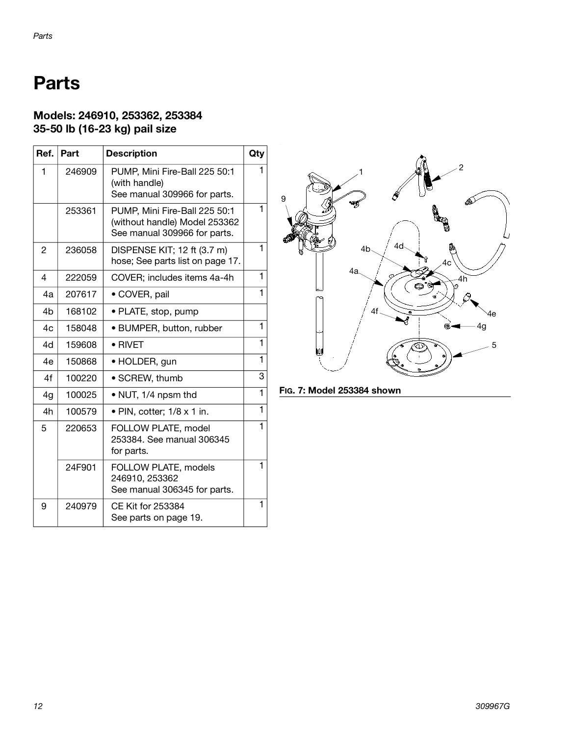# Parts

### Models: 246910, 253362, 253384
### 35-50 lb (16-23 kg) pail size

| Ref. | Part | Description | Qty |
|---|---|---|---|
| 1 | 246909 | PUMP, Mini Fire-Ball 225 50:1 (with handle) See manual 309966 for parts. | 1 |
| | 253361 | PUMP, Mini Fire-Ball 225 50:1 (without handle) Model 253362 See manual 309966 for parts. | 1 |
| 2 | 236058 | DISPENSE KIT; 12 ft (3.7 m) hose; See parts list on page 17. | 1 |
| 4 | 222059 | COVER; includes items 4a-4h | 1 |
| 4a | 207617 | • COVER, pail | 1 |
| 4b | 168102 | • PLATE, stop, pump | |
| 4c | 158048 | • BUMPER, button, rubber | 1 |
| 4d | 159608 | • RIVET | 1 |
| 4e | 150868 | • HOLDER, gun | 1 |
| 4f | 100220 | • SCREW, thumb | 3 |
| 4g | 100025 | • NUT, 1/4 npsm thd | 1 |
| 4h | 100579 | • PIN, cotter; 1/8 x 1 in. | 1 |
| 5 | 220653 | FOLLOW PLATE, model 253384. See manual 306345 for parts. | 1 |
| | 24F901 | FOLLOW PLATE, models 246910, 253362 See manual 306345 for parts. | 1 |
| 9 | 240979 | CE Kit for 253384 See parts on page 19. | 1 |

**FIG. 7: Model 253384 shown**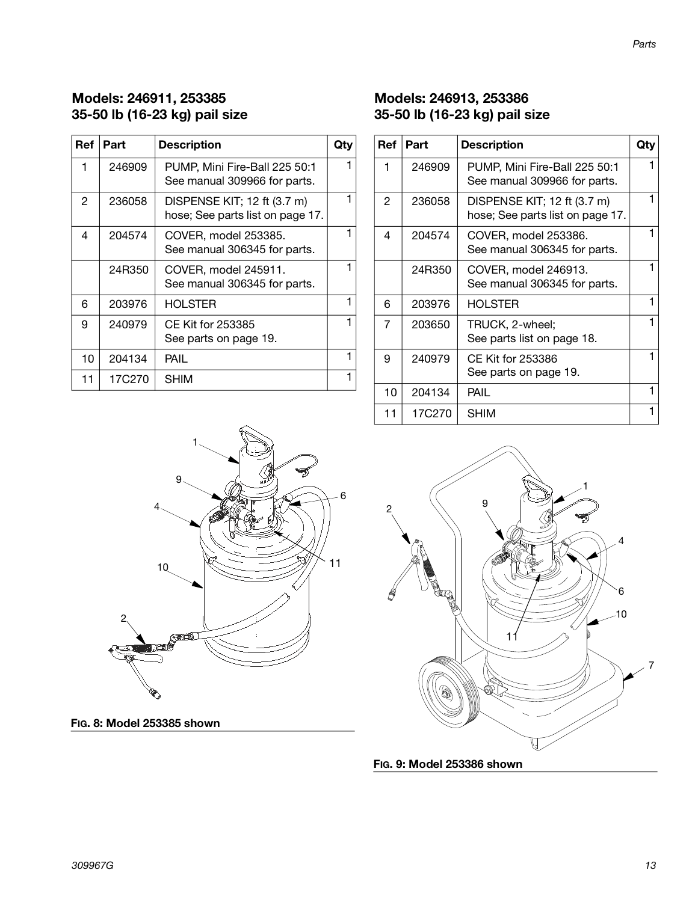## Models: 246911, 253385
## 35-50 lb (16-23 kg) pail size

| Ref | Part | Description | Qty |
|---|---|---|---|
| 1 | 246909 | PUMP, Mini Fire-Ball 225 50:1 See manual 309966 for parts. | 1 |
| 2 | 236058 | DISPENSE KIT; 12 ft (3.7 m) hose; See parts list on page 17. | 1 |
| 4 | 204574 | COVER, model 253385. See manual 306345 for parts. | 1 |
| | 24R350 | COVER, model 245911. See manual 306345 for parts. | 1 |
| 6 | 203976 | HOLSTER | 1 |
| 9 | 240979 | CE Kit for 253385 See parts on page 19. | 1 |
| 10 | 204134 | PAIL | 1 |
| 11 | 17C270 | SHIM | 1 |

**FIG. 8: Model 253385 shown**

## Models: 246913, 253386
## 35-50 lb (16-23 kg) pail size

| Ref | Part | Description | Qty |
|---|---|---|---|
| 1 | 246909 | PUMP, Mini Fire-Ball 225 50:1 See manual 309966 for parts. | 1 |
| 2 | 236058 | DISPENSE KIT; 12 ft (3.7 m) hose; See parts list on page 17. | 1 |
| 4 | 204574 | COVER, model 253386. See manual 306345 for parts. | 1 |
| | 24R350 | COVER, model 246913. See manual 306345 for parts. | 1 |
| 6 | 203976 | HOLSTER | 1 |
| 7 | 203650 | TRUCK, 2-wheel; See parts list on page 18. | 1 |
| 9 | 240979 | CE Kit for 253386 See parts on page 19. | 1 |
| 10 | 204134 | PAIL | 1 |
| 11 | 17C270 | SHIM | 1 |

**FIG. 9: Model 253386 shown**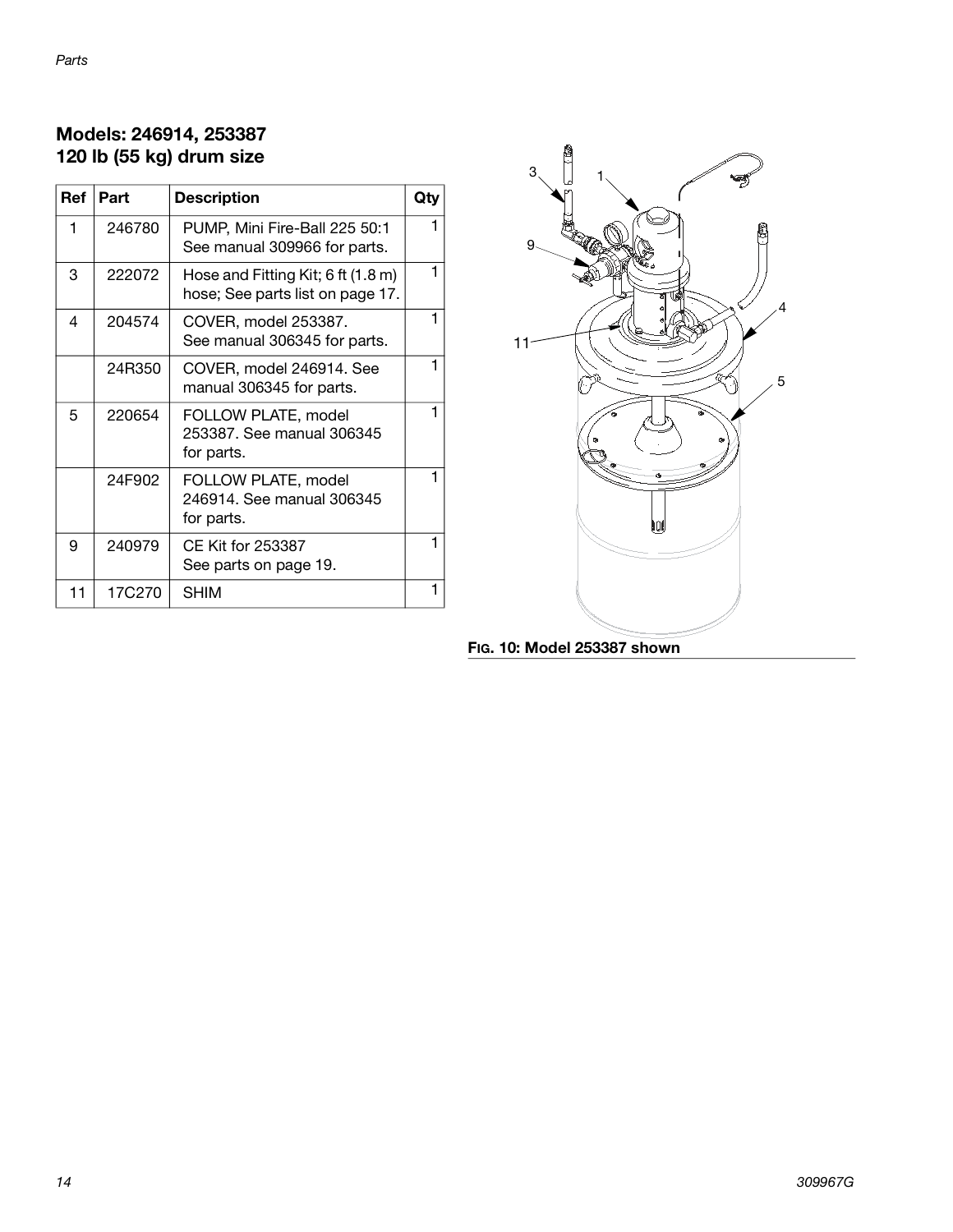## Models: 246914, 253387
## 120 lb (55 kg) drum size

| Ref | Part | Description | Qty |
|---|---|---|---|
| 1 | 246780 | PUMP, Mini Fire-Ball 225 50:1 See manual 309966 for parts. | 1 |
| 3 | 222072 | Hose and Fitting Kit; 6 ft (1.8 m) hose; See parts list on page 17. | 1 |
| 4 | 204574 | COVER, model 253387. See manual 306345 for parts. | 1 |
| | 24R350 | COVER, model 246914. See manual 306345 for parts. | 1 |
| 5 | 220654 | FOLLOW PLATE, model 253387. See manual 306345 for parts. | 1 |
| | 24F902 | FOLLOW PLATE, model 246914. See manual 306345 for parts. | 1 |
| 9 | 240979 | CE Kit for 253387 See parts on page 19. | 1 |
| 11 | 17C270 | SHIM | 1 |

**FIG. 10: Model 253387 shown**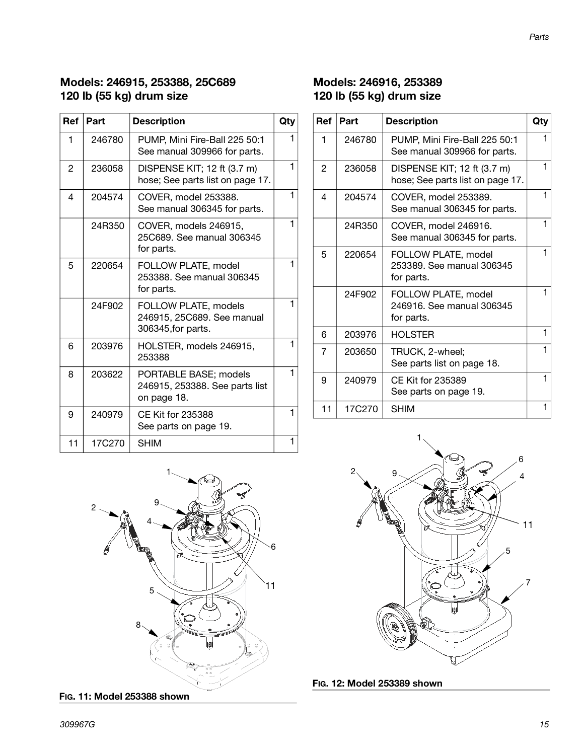## Models: 246915, 253388, 25C689
## 120 lb (55 kg) drum size

| Ref | Part | Description | Qty |
|---|---|---|---|
| 1 | 246780 | PUMP, Mini Fire-Ball 225 50:1 See manual 309966 for parts. | 1 |
| 2 | 236058 | DISPENSE KIT; 12 ft (3.7 m) hose; See parts list on page 17. | 1 |
| 4 | 204574 | COVER, model 253388. See manual 306345 for parts. | 1 |
| | 24R350 | COVER, models 246915, 25C689. See manual 306345 for parts. | 1 |
| 5 | 220654 | FOLLOW PLATE, model 253388. See manual 306345 for parts. | 1 |
| | 24F902 | FOLLOW PLATE, models 246915, 25C689. See manual 306345,for parts. | 1 |
| 6 | 203976 | HOLSTER, models 246915, 253388 | 1 |
| 8 | 203622 | PORTABLE BASE; models 246915, 253388. See parts list on page 18. | 1 |
| 9 | 240979 | CE Kit for 235388 See parts on page 19. | 1 |
| 11 | 17C270 | SHIM | 1 |

**FIG. 11: Model 253388 shown**

## Models: 246916, 253389
## 120 lb (55 kg) drum size

| Ref | Part | Description | Qty |
|---|---|---|---|
| 1 | 246780 | PUMP, Mini Fire-Ball 225 50:1 See manual 309966 for parts. | 1 |
| 2 | 236058 | DISPENSE KIT; 12 ft (3.7 m) hose; See parts list on page 17. | 1 |
| 4 | 204574 | COVER, model 253389. See manual 306345 for parts. | 1 |
| | 24R350 | COVER, model 246916. See manual 306345 for parts. | 1 |
| 5 | 220654 | FOLLOW PLATE, model 253389. See manual 306345 for parts. | 1 |
| | 24F902 | FOLLOW PLATE, model 246916. See manual 306345 for parts. | 1 |
| 6 | 203976 | HOLSTER | 1 |
| 7 | 203650 | TRUCK, 2-wheel; See parts list on page 18. | 1 |
| 9 | 240979 | CE Kit for 235389 See parts on page 19. | 1 |
| 11 | 17C270 | SHIM | 1 |

**FIG. 12: Model 253389 shown**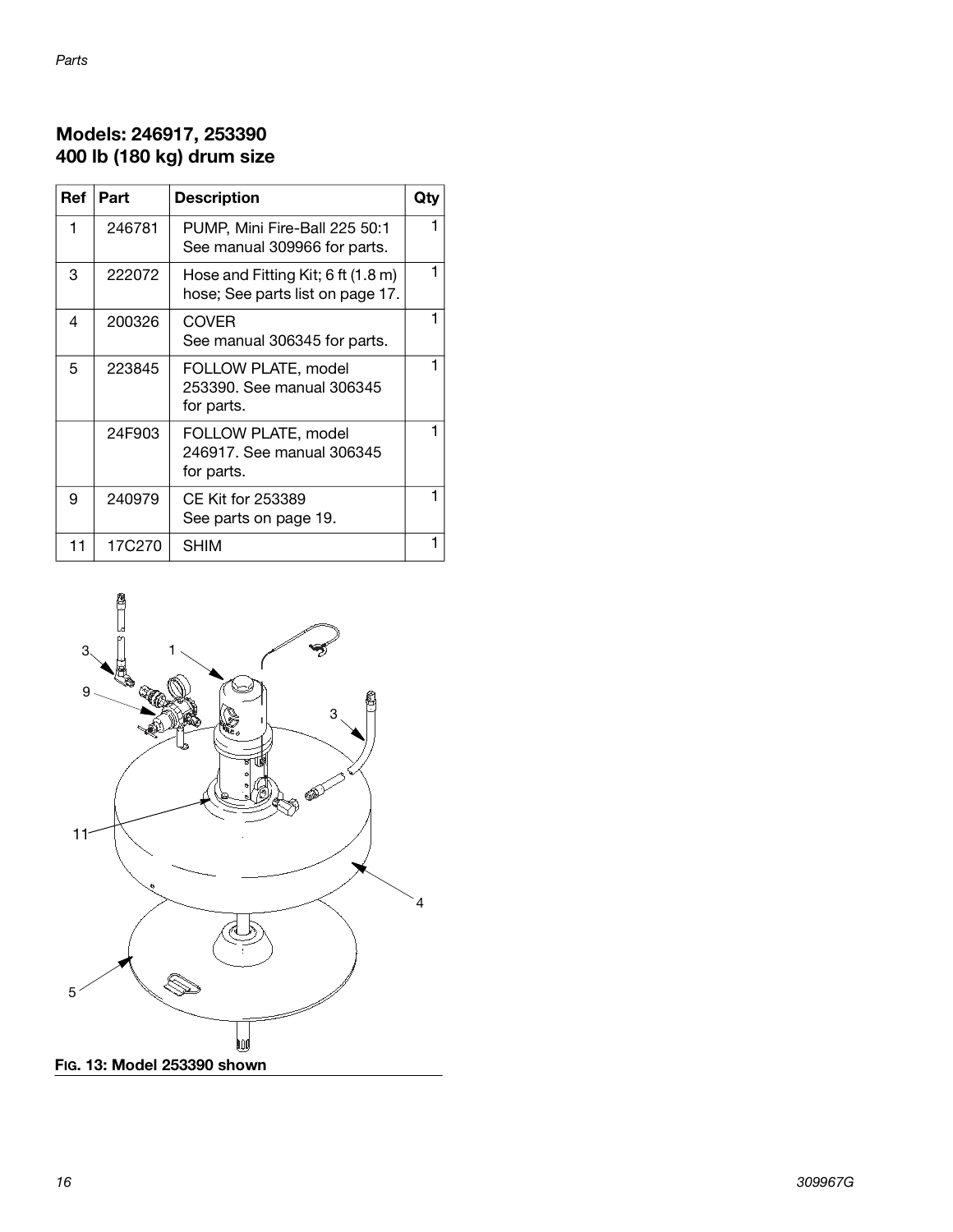## Models: 246917, 253390
## 400 lb (180 kg) drum size

| Ref | Part | Description | Qty |
|---|---|---|---|
| 1 | 246781 | PUMP, Mini Fire-Ball 225 50:1 See manual 309966 for parts. | 1 |
| 3 | 222072 | Hose and Fitting Kit; 6 ft (1.8 m) hose; See parts list on page 17. | 1 |
| 4 | 200326 | COVER See manual 306345 for parts. | 1 |
| 5 | 223845 | FOLLOW PLATE, model 253390. See manual 306345 for parts. | 1 |
| | 24F903 | FOLLOW PLATE, model 246917. See manual 306345 for parts. | 1 |
| 9 | 240979 | CE Kit for 253389 See parts on page 19. | 1 |
| 11 | 17C270 | SHIM | 1 |

**Fig. 13: Model 253390 shown**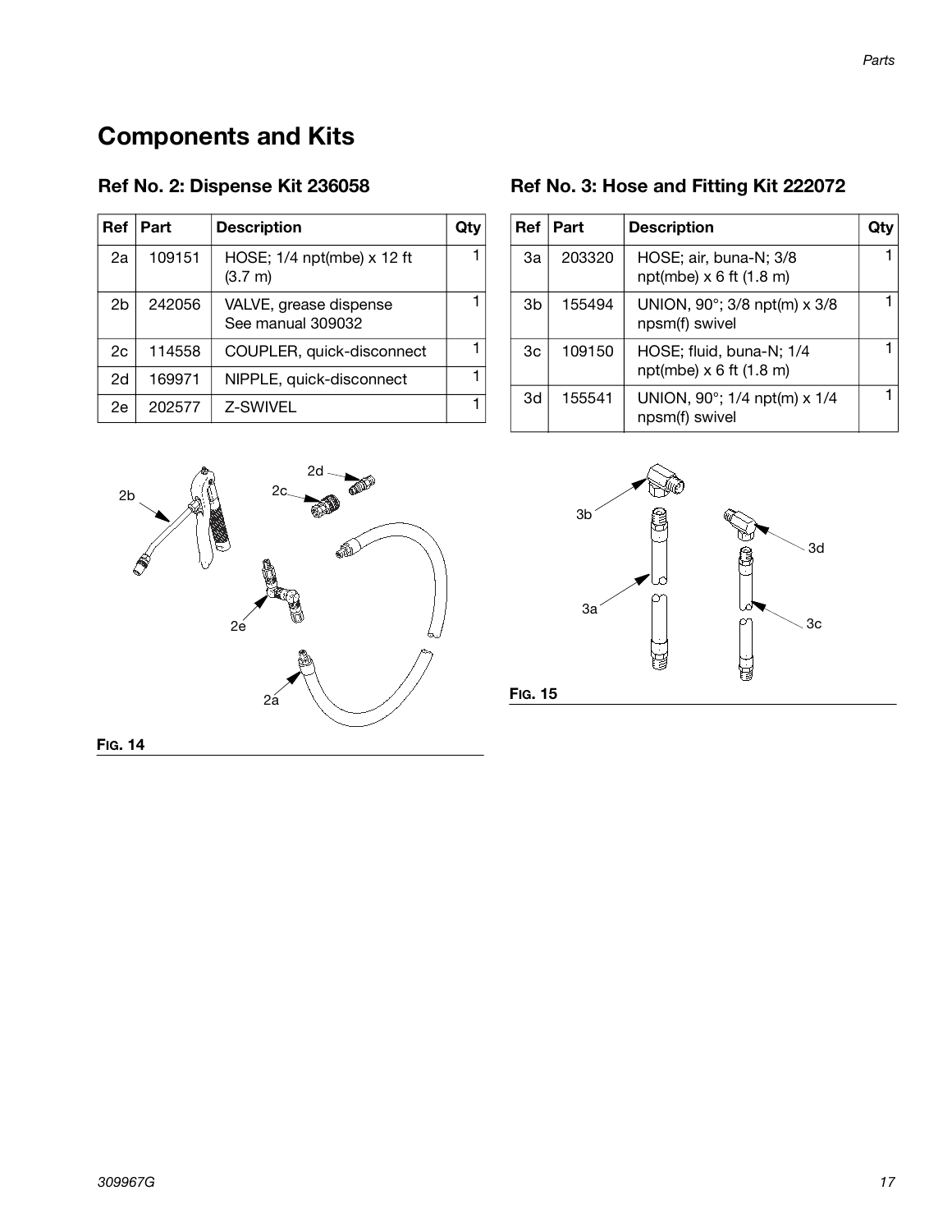# Components and Kits

## Ref No. 2: Dispense Kit 236058

| Ref | Part | Description | Qty |
|---|---|---|---|
| 2a | 109151 | HOSE; 1/4 npt(mbe) x 12 ft (3.7 m) | 1 |
| 2b | 242056 | VALVE, grease dispense See manual 309032 | 1 |
| 2c | 114558 | COUPLER, quick-disconnect | 1 |
| 2d | 169971 | NIPPLE, quick-disconnect | 1 |
| 2e | 202577 | Z-SWIVEL | 1 |

FIG. 14

## Ref No. 3: Hose and Fitting Kit 222072

| Ref | Part | Description | Qty |
|---|---|---|---|
| 3a | 203320 | HOSE; air, buna-N; 3/8 npt(mbe) x 6 ft (1.8 m) | 1 |
| 3b | 155494 | UNION, 90°; 3/8 npt(m) x 3/8 npsm(f) swivel | 1 |
| 3c | 109150 | HOSE; fluid, buna-N; 1/4 npt(mbe) x 6 ft (1.8 m) | 1 |
| 3d | 155541 | UNION, 90°; 1/4 npt(m) x 1/4 npsm(f) swivel | 1 |

FIG. 15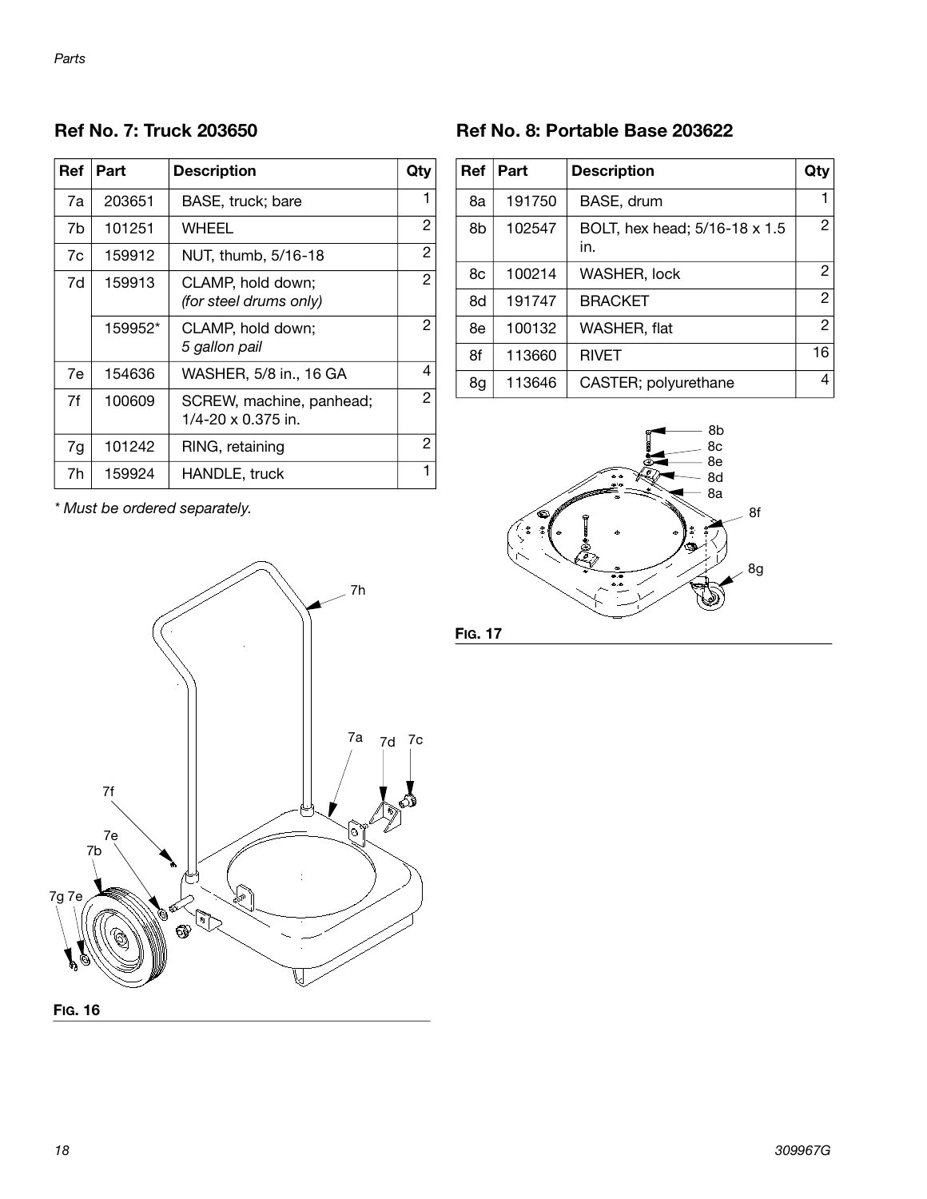## Ref No. 7: Truck 203650

| Ref | Part | Description | Qty |
|---|---|---|---|
| 7a | 203651 | BASE, truck; bare | 1 |
| 7b | 101251 | WHEEL | 2 |
| 7c | 159912 | NUT, thumb, 5/16-18 | 2 |
| 7d | 159913 | CLAMP, hold down; *(for steel drums only)* | 2 |
| | 159952* | CLAMP, hold down; *5 gallon pail* | 2 |
| 7e | 154636 | WASHER, 5/8 in., 16 GA | 4 |
| 7f | 100609 | SCREW, machine, panhead; 1/4-20 x 0.375 in. | 2 |
| 7g | 101242 | RING, retaining | 2 |
| 7h | 159924 | HANDLE, truck | 1 |

*\* Must be ordered separately.*

**FIG. 16**

## Ref No. 8: Portable Base 203622

| Ref | Part | Description | Qty |
|---|---|---|---|
| 8a | 191750 | BASE, drum | 1 |
| 8b | 102547 | BOLT, hex head; 5/16-18 x 1.5 in. | 2 |
| 8c | 100214 | WASHER, lock | 2 |
| 8d | 191747 | BRACKET | 2 |
| 8e | 100132 | WASHER, flat | 2 |
| 8f | 113660 | RIVET | 16 |
| 8g | 113646 | CASTER; polyurethane | 4 |

**FIG. 17**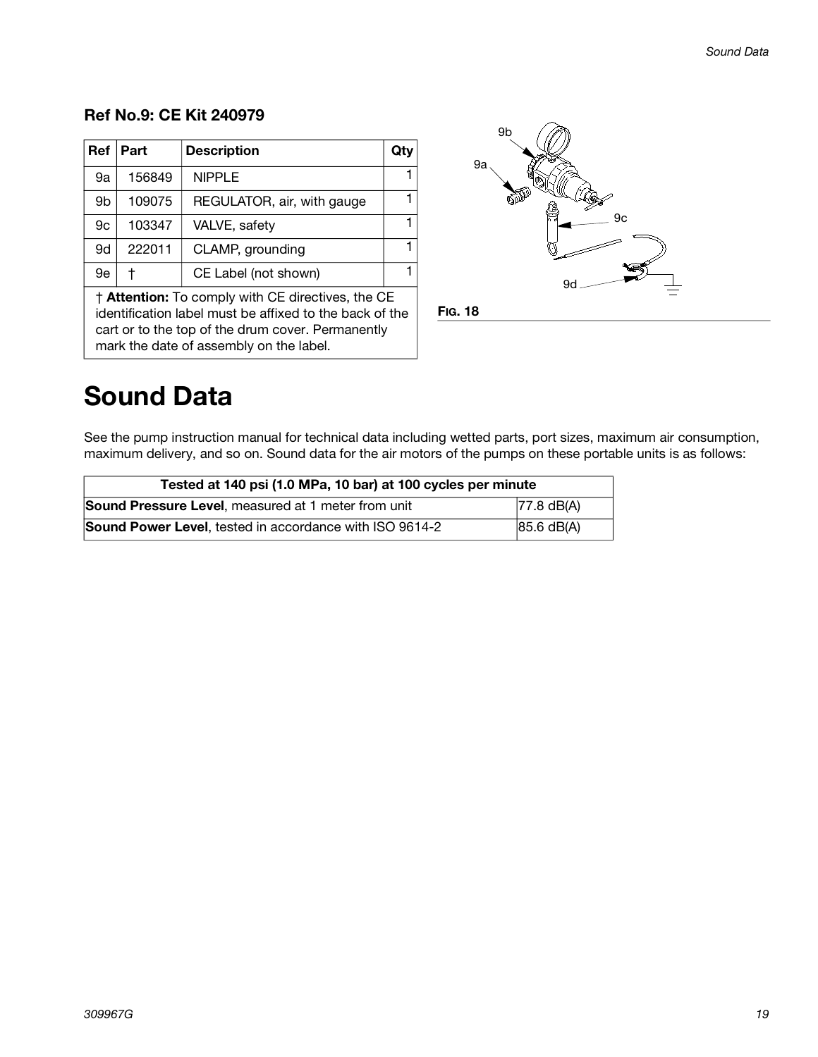### Ref No.9: CE Kit 240979

| Ref | Part | Description | Qty |
|---|---|---|---|
| 9a | 156849 | NIPPLE | 1 |
| 9b | 109075 | REGULATOR, air, with gauge | 1 |
| 9c | 103347 | VALVE, safety | 1 |
| 9d | 222011 | CLAMP, grounding | 1 |
| 9e | † | CE Label (not shown) | 1 |

† **Attention:** To comply with CE directives, the CE identification label must be affixed to the back of the cart or to the top of the drum cover. Permanently mark the date of assembly on the label.

FIG. 18

# Sound Data

See the pump instruction manual for technical data including wetted parts, port sizes, maximum air consumption, maximum delivery, and so on. Sound data for the air motors of the pumps on these portable units is as follows:

| Tested at 140 psi (1.0 MPa, 10 bar) at 100 cycles per minute | |
|---|---|
| **Sound Pressure Level**, measured at 1 meter from unit | 77.8 dB(A) |
| **Sound Power Level**, tested in accordance with ISO 9614-2 | 85.6 dB(A) |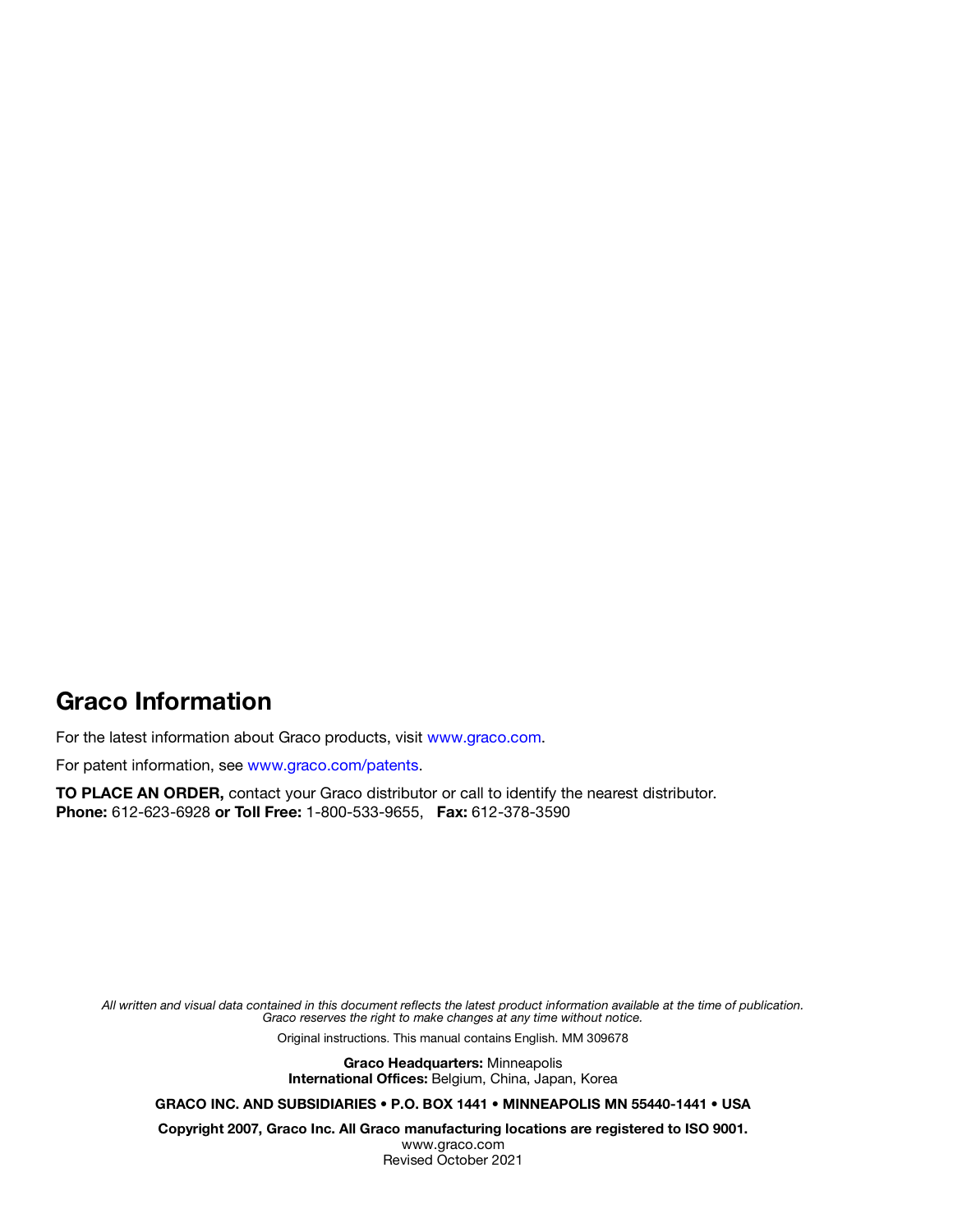## Graco Information

For the latest information about Graco products, visit www.graco.com.

For patent information, see www.graco.com/patents.

**TO PLACE AN ORDER,** contact your Graco distributor or call to identify the nearest distributor.
**Phone:** 612-623-6928 **or Toll Free:** 1-800-533-9655,   **Fax:** 612-378-3590

*All written and visual data contained in this document reflects the latest product information available at the time of publication. Graco reserves the right to make changes at any time without notice.*

Original instructions. This manual contains English. MM 309678

**Graco Headquarters:** Minneapolis
**International Offices:** Belgium, China, Japan, Korea

**GRACO INC. AND SUBSIDIARIES • P.O. BOX 1441 • MINNEAPOLIS MN 55440-1441 • USA**

**Copyright 2007, Graco Inc. All Graco manufacturing locations are registered to ISO 9001.**
www.graco.com
Revised October 2021